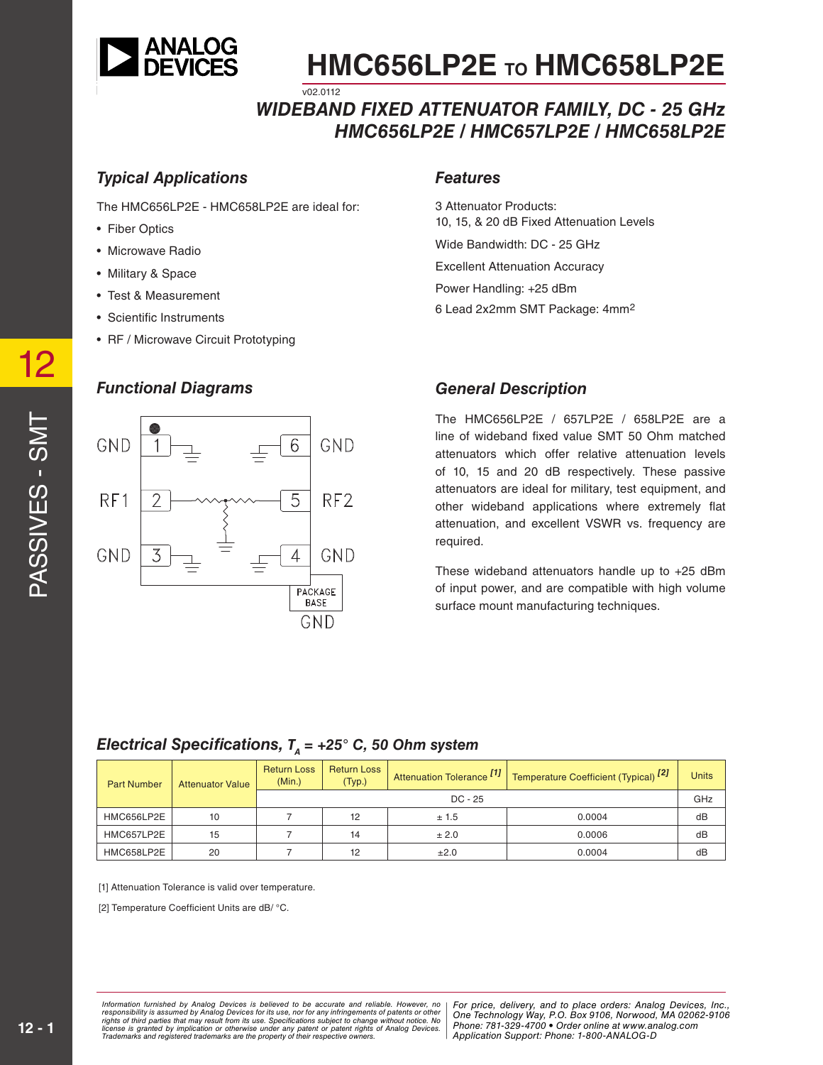# HMC656LP2E TO HMC658LP2E

v02.0112

## WIDEBAND FIXED ATTENUATOR FAMILY, DC - 25 GHz
## HMC656LP2E / HMC657LP2E / HMC658LP2E

### Typical Applications

The HMC656LP2E - HMC658LP2E are ideal for:

- Fiber Optics
- Microwave Radio
- Military & Space
- Test & Measurement
- Scientific Instruments
- RF / Microwave Circuit Prototyping

### Features

3 Attenuator Products:
10, 15, & 20 dB Fixed Attenuation Levels

Wide Bandwidth: DC - 25 GHz

Excellent Attenuation Accuracy

Power Handling: +25 dBm

6 Lead 2x2mm SMT Package: 4mm2

### Functional Diagrams

GND 1 — 6 GND
RF1 2 — 5 RF2
GND 3 — 4 GND
PACKAGE BASE GND

### General Description

The HMC656LP2E / 657LP2E / 658LP2E are a line of wideband fixed value SMT 50 Ohm matched attenuators which offer relative attenuation levels of 10, 15 and 20 dB respectively. These passive attenuators are ideal for military, test equipment, and other wideband applications where extremely flat attenuation, and excellent VSWR vs. frequency are required.

These wideband attenuators handle up to +25 dBm of input power, and are compatible with high volume surface mount manufacturing techniques.

### Electrical Specifications, $T_A$ = +25° C, 50 Ohm system

| Part Number | Attenuator Value | Return Loss (Min.) | Return Loss (Typ.) | Attenuation Tolerance [1] | Temperature Coefficient (Typical) [2] | Units |
|---|---|---|---|---|---|---|
| | | DC - 25 | | | | GHz |
| HMC656LP2E | 10 | 7 | 12 | ± 1.5 | 0.0004 | dB |
| HMC657LP2E | 15 | 7 | 14 | ± 2.0 | 0.0006 | dB |
| HMC658LP2E | 20 | 7 | 12 | ±2.0 | 0.0004 | dB |

[1] Attenuation Tolerance is valid over temperature.

[2] Temperature Coefficient Units are dB/ °C.

*Information furnished by Analog Devices is believed to be accurate and reliable. However, no responsibility is assumed by Analog Devices for its use, nor for any infringements of patents or other rights of third parties that may result from its use. Specifications subject to change without notice. No license is granted by implication or otherwise under any patent or patent rights of Analog Devices. Trademarks and registered trademarks are the property of their respective owners.*

*For price, delivery, and to place orders: Analog Devices, Inc., One Technology Way, P.O. Box 9106, Norwood, MA 02062-9106 Phone: 781-329-4700 • Order online at www.analog.com Application Support: Phone: 1-800-ANALOG-D*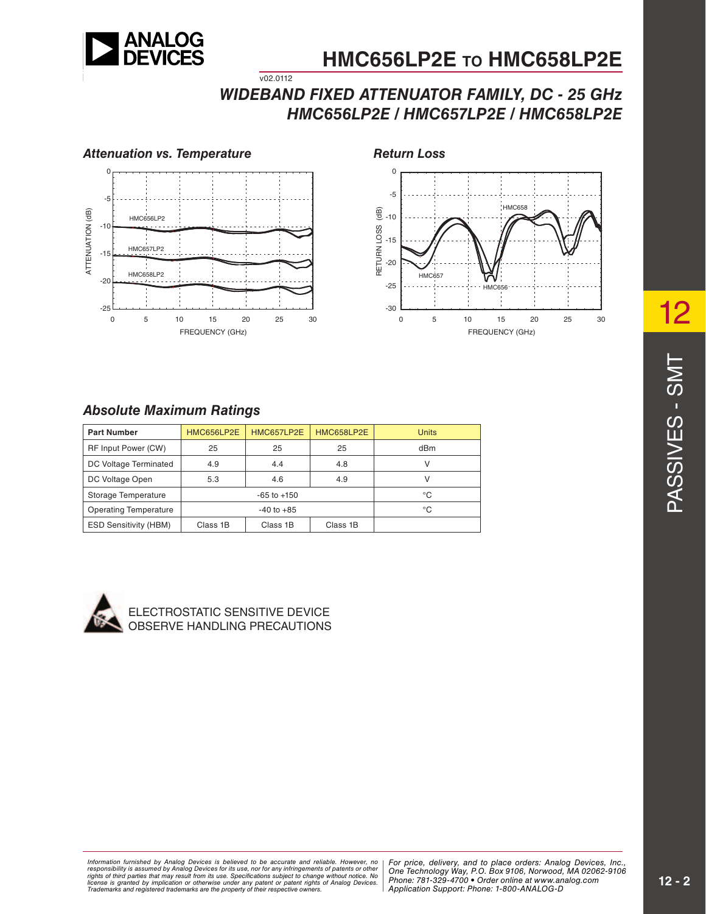# WIDEBAND FIXED ATTENUATOR FAMILY, DC - 25 GHz

## HMC656LP2E / HMC657LP2E / HMC658LP2E

### Attenuation vs. Temperature

### Return Loss

### Absolute Maximum Ratings

| Part Number | HMC656LP2E | HMC657LP2E | HMC658LP2E | Units |
|---|---|---|---|---|
| RF Input Power (CW) | 25 | 25 | 25 | dBm |
| DC Voltage Terminated | 4.9 | 4.4 | 4.8 | V |
| DC Voltage Open | 5.3 | 4.6 | 4.9 | V |
| Storage Temperature | -65 to +150 | | | °C |
| Operating Temperature | -40 to +85 | | | °C |
| ESD Sensitivity (HBM) | Class 1B | Class 1B | Class 1B | |

ELECTROSTATIC SENSITIVE DEVICE
OBSERVE HANDLING PRECAUTIONS

*Information furnished by Analog Devices is believed to be accurate and reliable. However, no responsibility is assumed by Analog Devices for its use, nor for any infringements of patents or other rights of third parties that may result from its use. Specifications subject to change without notice. No license is granted by implication or otherwise under any patent or patent rights of Analog Devices. Trademarks and registered trademarks are the property of their respective owners.*

*For price, delivery, and to place orders: Analog Devices, Inc., One Technology Way, P.O. Box 9106, Norwood, MA 02062-9106
Phone: 781-329-4700 • Order online at www.analog.com
Application Support: Phone: 1-800-ANALOG-D*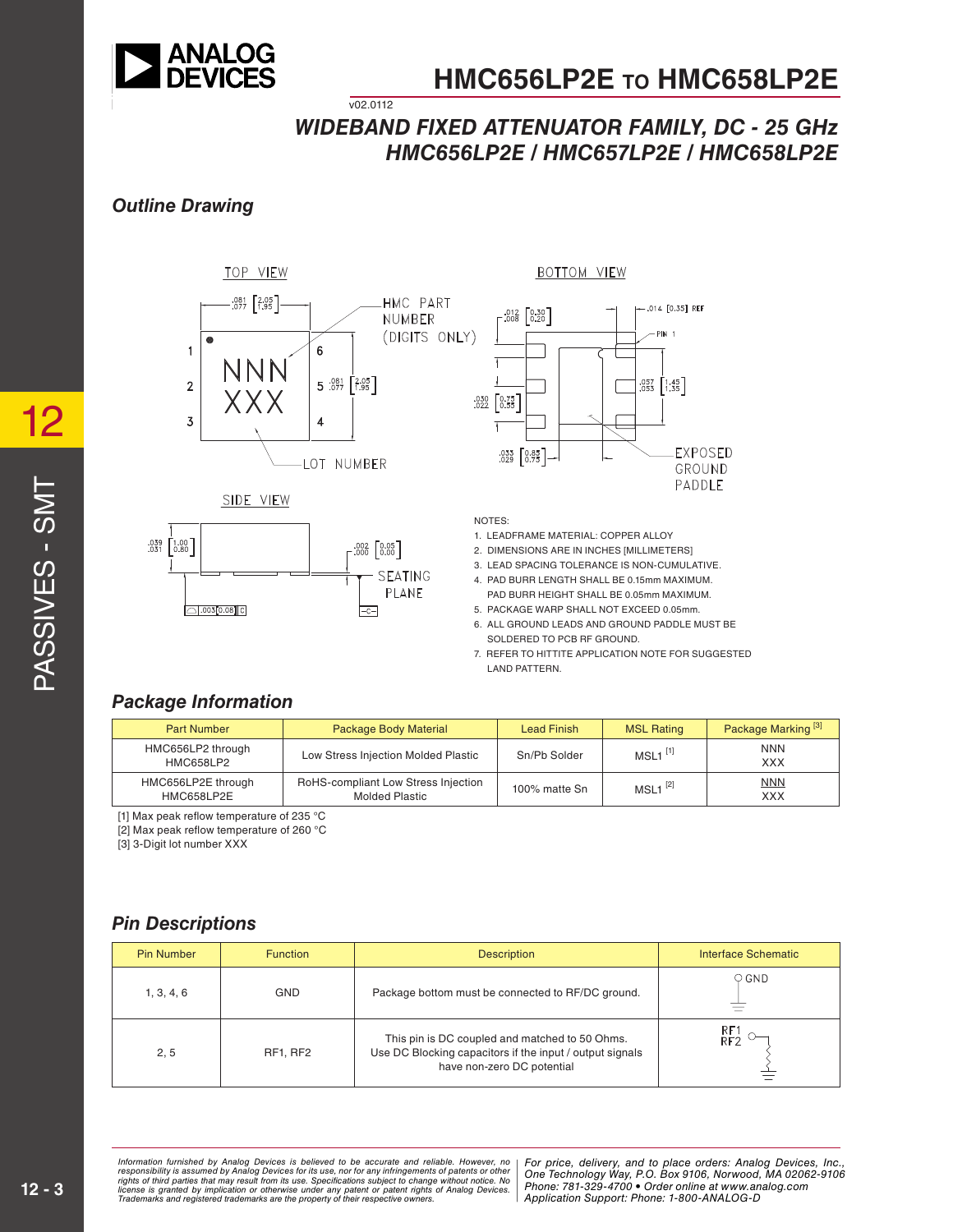# HMC656LP2E TO HMC658LP2E

v02.0112

## *WIDEBAND FIXED ATTENUATOR FAMILY, DC - 25 GHz*
## *HMC656LP2E / HMC657LP2E / HMC658LP2E*

### *Outline Drawing*

NOTES:
1. LEADFRAME MATERIAL: COPPER ALLOY
2. DIMENSIONS ARE IN INCHES [MILLIMETERS]
3. LEAD SPACING TOLERANCE IS NON-CUMULATIVE.
4. PAD BURR LENGTH SHALL BE 0.15mm MAXIMUM. PAD BURR HEIGHT SHALL BE 0.05mm MAXIMUM.
5. PACKAGE WARP SHALL NOT EXCEED 0.05mm.
6. ALL GROUND LEADS AND GROUND PADDLE MUST BE SOLDERED TO PCB RF GROUND.
7. REFER TO HITTITE APPLICATION NOTE FOR SUGGESTED LAND PATTERN.

### *Package Information*

| Part Number | Package Body Material | Lead Finish | MSL Rating | Package Marking [3] |
|---|---|---|---|---|
| HMC656LP2 through HMC658LP2 | Low Stress Injection Molded Plastic | Sn/Pb Solder | MSL1 [1] | NNN XXX |
| HMC656LP2E through HMC658LP2E | RoHS-compliant Low Stress Injection Molded Plastic | 100% matte Sn | MSL1 [2] | NNN XXX |

[1] Max peak reflow temperature of 235 °C
[2] Max peak reflow temperature of 260 °C
[3] 3-Digit lot number XXX

### *Pin Descriptions*

| Pin Number | Function | Description | Interface Schematic |
|---|---|---|---|
| 1, 3, 4, 6 | GND | Package bottom must be connected to RF/DC ground. | |
| 2, 5 | RF1, RF2 | This pin is DC coupled and matched to 50 Ohms. Use DC Blocking capacitors if the input / output signals have non-zero DC potential | |

*Information furnished by Analog Devices is believed to be accurate and reliable. However, no responsibility is assumed by Analog Devices for its use, nor for any infringements of patents or other rights of third parties that may result from its use. Specifications subject to change without notice. No license is granted by implication or otherwise under any patent or patent rights of Analog Devices. Trademarks and registered trademarks are the property of their respective owners.*

*For price, delivery, and to place orders: Analog Devices, Inc., One Technology Way, P.O. Box 9106, Norwood, MA 02062-9106 Phone: 781-329-4700 • Order online at www.analog.com Application Support: Phone: 1-800-ANALOG-D*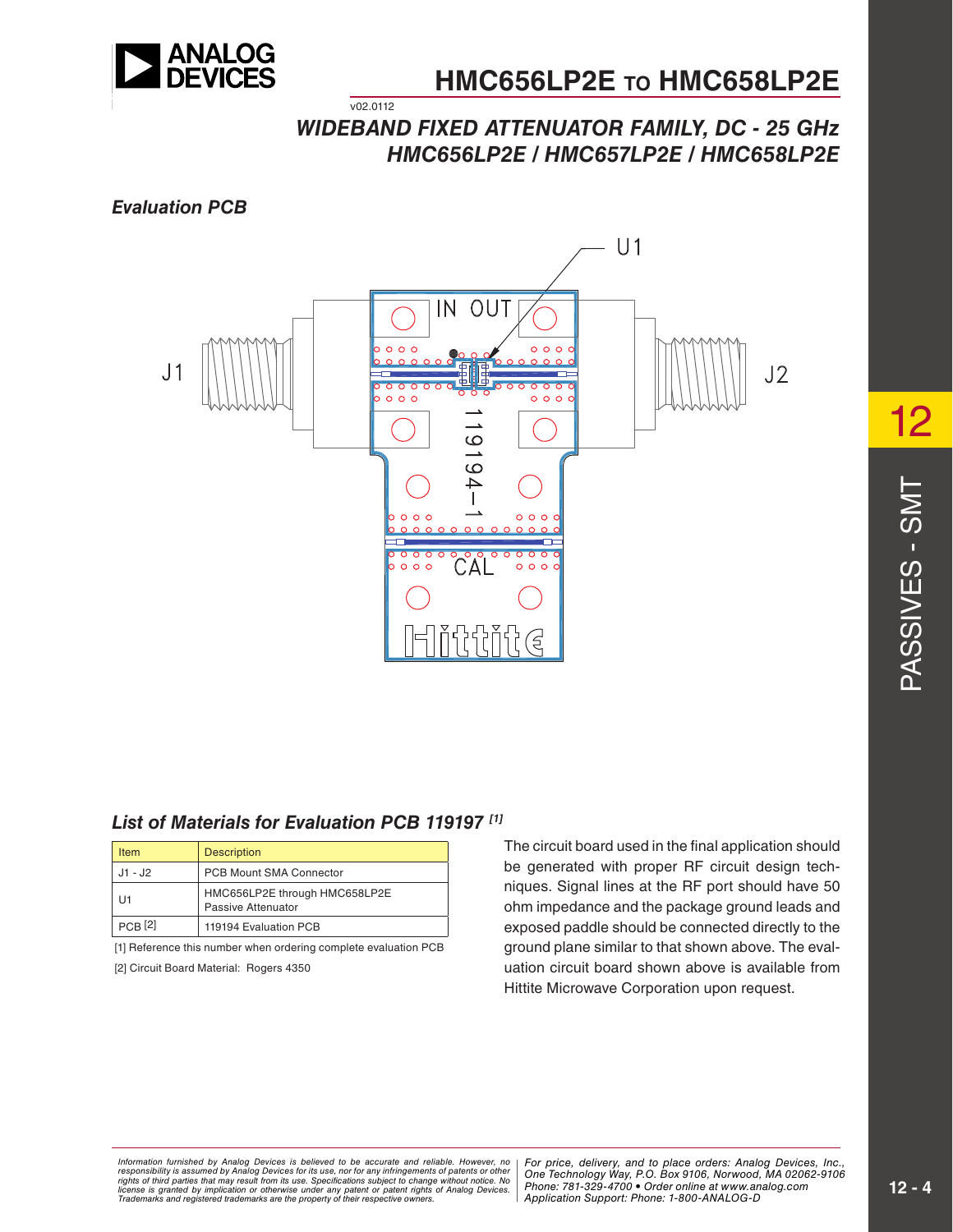## Evaluation PCB

U1

IN OUT

J1

J2

119194-1

CAL

Hittite

## List of Materials for Evaluation PCB 119197 [1]

| Item | Description |
|---|---|
| J1 - J2 | PCB Mount SMA Connector |
| U1 | HMC656LP2E through HMC658LP2E Passive Attenuator |
| PCB [2] | 119194 Evaluation PCB |

[1] Reference this number when ordering complete evaluation PCB

[2] Circuit Board Material: Rogers 4350

The circuit board used in the final application should be generated with proper RF circuit design techniques. Signal lines at the RF port should have 50 ohm impedance and the package ground leads and exposed paddle should be connected directly to the ground plane similar to that shown above. The evaluation circuit board shown above is available from Hittite Microwave Corporation upon request.